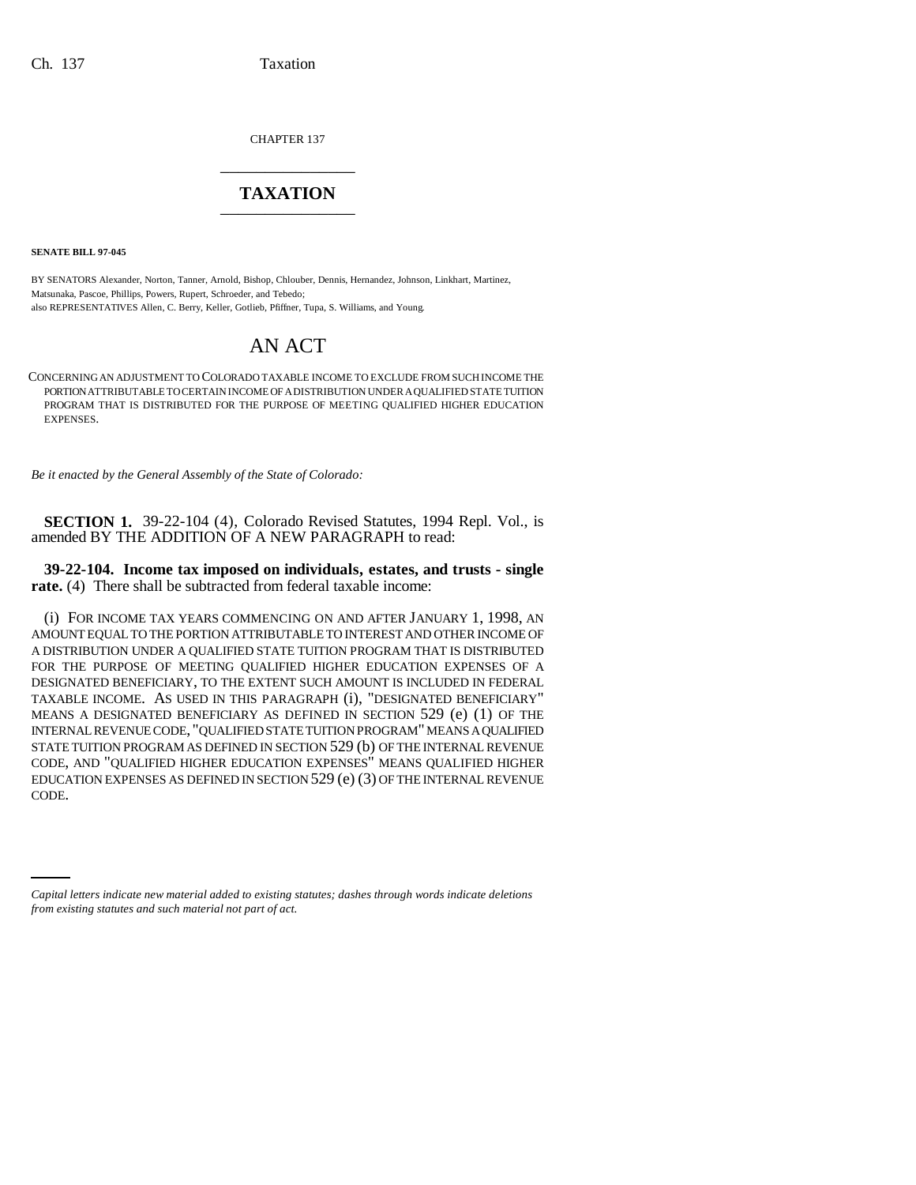CHAPTER 137

# TAXATION

**SENATE BILL 97-045**

BY SENATORS Alexander, Norton, Tanner, Arnold, Bishop, Chlouber, Dennis, Hernandez, Johnson, Linkhart, Martinez, Matsunaka, Pascoe, Phillips, Powers, Rupert, Schroeder, and Tebedo;
also REPRESENTATIVES Allen, C. Berry, Keller, Gotlieb, Pfiffner, Tupa, S. Williams, and Young.

## AN ACT

CONCERNING AN ADJUSTMENT TO COLORADO TAXABLE INCOME TO EXCLUDE FROM SUCH INCOME THE PORTION ATTRIBUTABLE TO CERTAIN INCOME OF A DISTRIBUTION UNDER A QUALIFIED STATE TUITION PROGRAM THAT IS DISTRIBUTED FOR THE PURPOSE OF MEETING QUALIFIED HIGHER EDUCATION EXPENSES.

*Be it enacted by the General Assembly of the State of Colorado:*

**SECTION 1.** 39-22-104 (4), Colorado Revised Statutes, 1994 Repl. Vol., is amended BY THE ADDITION OF A NEW PARAGRAPH to read:

**39-22-104. Income tax imposed on individuals, estates, and trusts - single rate.** (4) There shall be subtracted from federal taxable income:

(i) FOR INCOME TAX YEARS COMMENCING ON AND AFTER JANUARY 1, 1998, AN AMOUNT EQUAL TO THE PORTION ATTRIBUTABLE TO INTEREST AND OTHER INCOME OF A DISTRIBUTION UNDER A QUALIFIED STATE TUITION PROGRAM THAT IS DISTRIBUTED FOR THE PURPOSE OF MEETING QUALIFIED HIGHER EDUCATION EXPENSES OF A DESIGNATED BENEFICIARY, TO THE EXTENT SUCH AMOUNT IS INCLUDED IN FEDERAL TAXABLE INCOME. AS USED IN THIS PARAGRAPH (i), "DESIGNATED BENEFICIARY" MEANS A DESIGNATED BENEFICIARY AS DEFINED IN SECTION 529 (e) (1) OF THE INTERNAL REVENUE CODE, "QUALIFIED STATE TUITION PROGRAM" MEANS A QUALIFIED STATE TUITION PROGRAM AS DEFINED IN SECTION 529 (b) OF THE INTERNAL REVENUE CODE, AND "QUALIFIED HIGHER EDUCATION EXPENSES" MEANS QUALIFIED HIGHER EDUCATION EXPENSES AS DEFINED IN SECTION 529 (e) (3) OF THE INTERNAL REVENUE CODE.

*Capital letters indicate new material added to existing statutes; dashes through words indicate deletions from existing statutes and such material not part of act.*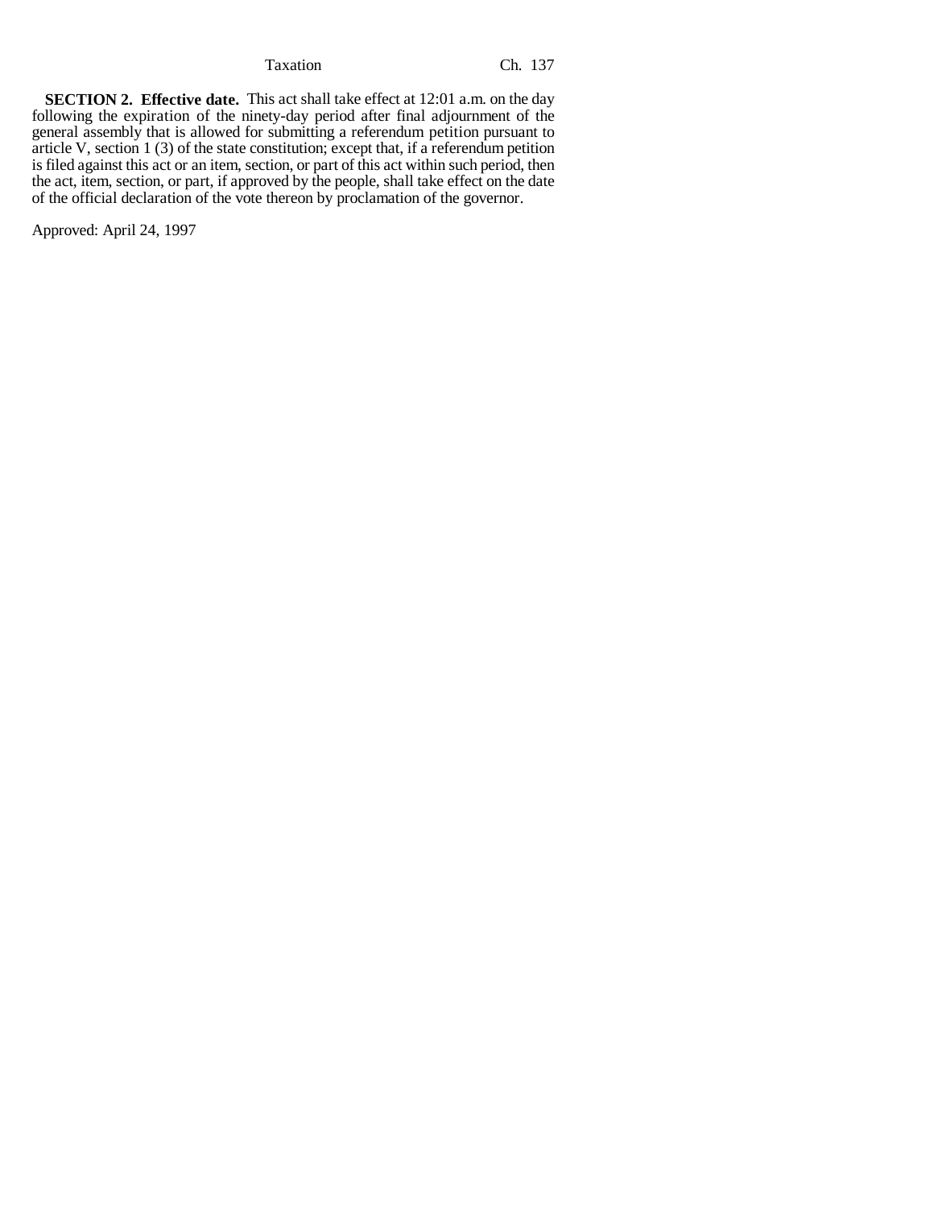**SECTION 2. Effective date.** This act shall take effect at 12:01 a.m. on the day following the expiration of the ninety-day period after final adjournment of the general assembly that is allowed for submitting a referendum petition pursuant to article V, section 1 (3) of the state constitution; except that, if a referendum petition is filed against this act or an item, section, or part of this act within such period, then the act, item, section, or part, if approved by the people, shall take effect on the date of the official declaration of the vote thereon by proclamation of the governor.

Approved: April 24, 1997